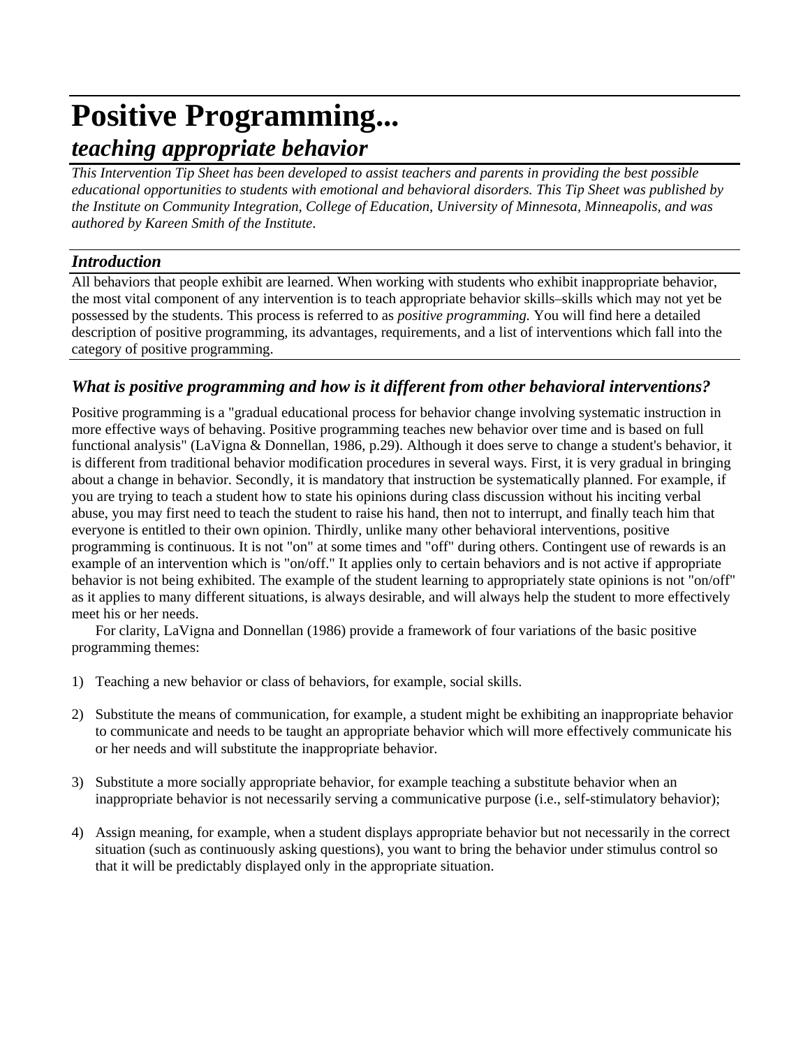# Positive Programming...

## *teaching appropriate behavior*

*This Intervention Tip Sheet has been developed to assist teachers and parents in providing the best possible educational opportunities to students with emotional and behavioral disorders. This Tip Sheet was published by the Institute on Community Integration, College of Education, University of Minnesota, Minneapolis, and was authored by Kareen Smith of the Institute.*

### *Introduction*

All behaviors that people exhibit are learned. When working with students who exhibit inappropriate behavior, the most vital component of any intervention is to teach appropriate behavior skills–skills which may not yet be possessed by the students. This process is referred to as *positive programming.* You will find here a detailed description of positive programming, its advantages, requirements, and a list of interventions which fall into the category of positive programming.

### *What is positive programming and how is it different from other behavioral interventions?*

Positive programming is a "gradual educational process for behavior change involving systematic instruction in more effective ways of behaving. Positive programming teaches new behavior over time and is based on full functional analysis" (LaVigna & Donnellan, 1986, p.29). Although it does serve to change a student's behavior, it is different from traditional behavior modification procedures in several ways. First, it is very gradual in bringing about a change in behavior. Secondly, it is mandatory that instruction be systematically planned. For example, if you are trying to teach a student how to state his opinions during class discussion without his inciting verbal abuse, you may first need to teach the student to raise his hand, then not to interrupt, and finally teach him that everyone is entitled to their own opinion. Thirdly, unlike many other behavioral interventions, positive programming is continuous. It is not "on" at some times and "off" during others. Contingent use of rewards is an example of an intervention which is "on/off." It applies only to certain behaviors and is not active if appropriate behavior is not being exhibited. The example of the student learning to appropriately state opinions is not "on/off" as it applies to many different situations, is always desirable, and will always help the student to more effectively meet his or her needs.

For clarity, LaVigna and Donnellan (1986) provide a framework of four variations of the basic positive programming themes:

1) Teaching a new behavior or class of behaviors, for example, social skills.

2) Substitute the means of communication, for example, a student might be exhibiting an inappropriate behavior to communicate and needs to be taught an appropriate behavior which will more effectively communicate his or her needs and will substitute the inappropriate behavior.

3) Substitute a more socially appropriate behavior, for example teaching a substitute behavior when an inappropriate behavior is not necessarily serving a communicative purpose (i.e., self-stimulatory behavior);

4) Assign meaning, for example, when a student displays appropriate behavior but not necessarily in the correct situation (such as continuously asking questions), you want to bring the behavior under stimulus control so that it will be predictably displayed only in the appropriate situation.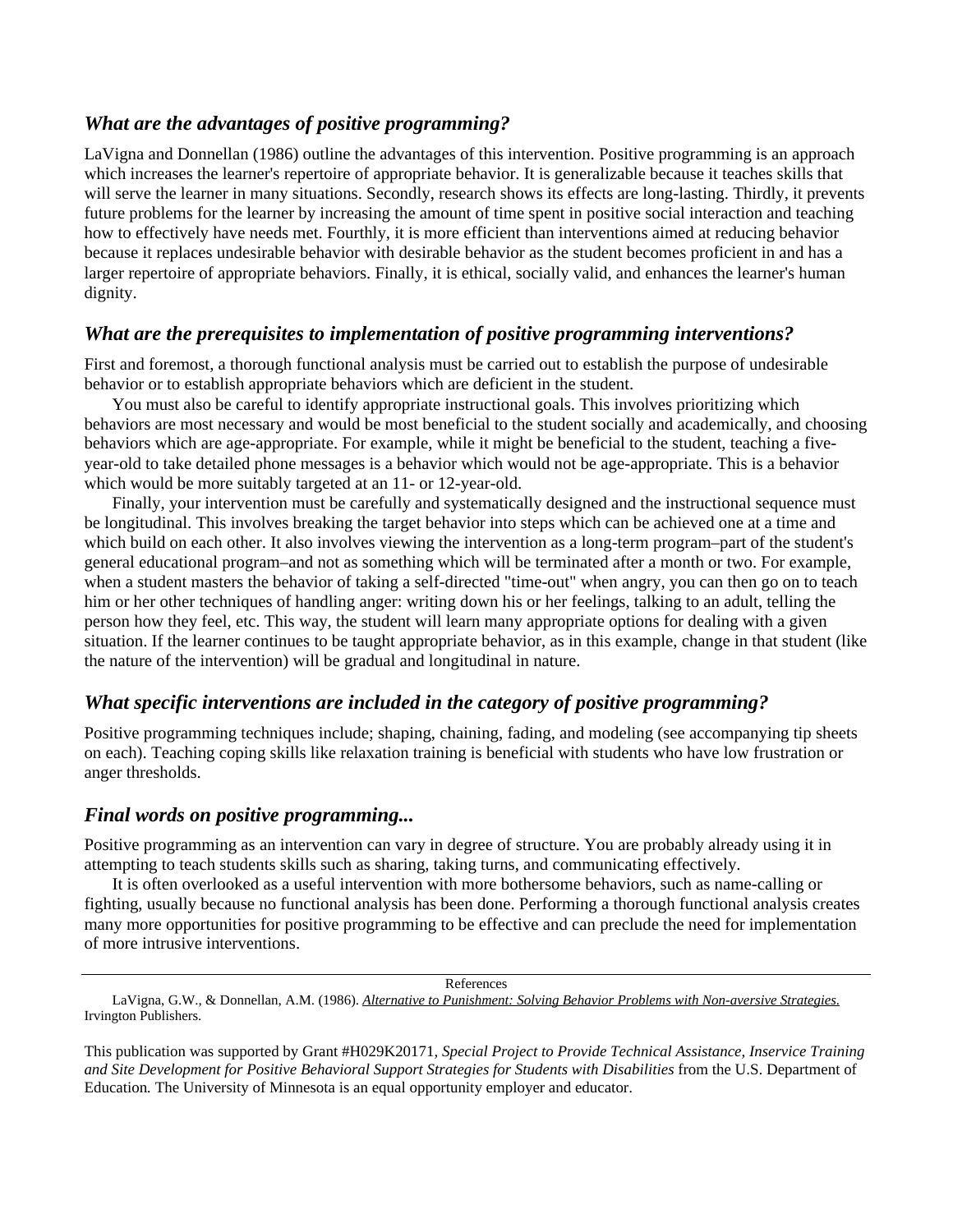### *What are the advantages of positive programming?*

LaVigna and Donnellan (1986) outline the advantages of this intervention. Positive programming is an approach which increases the learner's repertoire of appropriate behavior. It is generalizable because it teaches skills that will serve the learner in many situations. Secondly, research shows its effects are long-lasting. Thirdly, it prevents future problems for the learner by increasing the amount of time spent in positive social interaction and teaching how to effectively have needs met. Fourthly, it is more efficient than interventions aimed at reducing behavior because it replaces undesirable behavior with desirable behavior as the student becomes proficient in and has a larger repertoire of appropriate behaviors. Finally, it is ethical, socially valid, and enhances the learner's human dignity.

### *What are the prerequisites to implementation of positive programming interventions?*

First and foremost, a thorough functional analysis must be carried out to establish the purpose of undesirable behavior or to establish appropriate behaviors which are deficient in the student.

You must also be careful to identify appropriate instructional goals. This involves prioritizing which behaviors are most necessary and would be most beneficial to the student socially and academically, and choosing behaviors which are age-appropriate. For example, while it might be beneficial to the student, teaching a five-year-old to take detailed phone messages is a behavior which would not be age-appropriate. This is a behavior which would be more suitably targeted at an 11- or 12-year-old.

Finally, your intervention must be carefully and systematically designed and the instructional sequence must be longitudinal. This involves breaking the target behavior into steps which can be achieved one at a time and which build on each other. It also involves viewing the intervention as a long-term program–part of the student's general educational program–and not as something which will be terminated after a month or two. For example, when a student masters the behavior of taking a self-directed "time-out" when angry, you can then go on to teach him or her other techniques of handling anger: writing down his or her feelings, talking to an adult, telling the person how they feel, etc. This way, the student will learn many appropriate options for dealing with a given situation. If the learner continues to be taught appropriate behavior, as in this example, change in that student (like the nature of the intervention) will be gradual and longitudinal in nature.

### *What specific interventions are included in the category of positive programming?*

Positive programming techniques include; shaping, chaining, fading, and modeling (see accompanying tip sheets on each). Teaching coping skills like relaxation training is beneficial with students who have low frustration or anger thresholds.

### *Final words on positive programming...*

Positive programming as an intervention can vary in degree of structure. You are probably already using it in attempting to teach students skills such as sharing, taking turns, and communicating effectively.

It is often overlooked as a useful intervention with more bothersome behaviors, such as name-calling or fighting, usually because no functional analysis has been done. Performing a thorough functional analysis creates many more opportunities for positive programming to be effective and can preclude the need for implementation of more intrusive interventions.

---

References

LaVigna, G.W., & Donnellan, A.M. (1986). *Alternative to Punishment: Solving Behavior Problems with Non-aversive Strategies.* Irvington Publishers.

This publication was supported by Grant #H029K20171, *Special Project to Provide Technical Assistance, Inservice Training and Site Development for Positive Behavioral Support Strategies for Students with Disabilities* from the U.S. Department of Education. The University of Minnesota is an equal opportunity employer and educator.